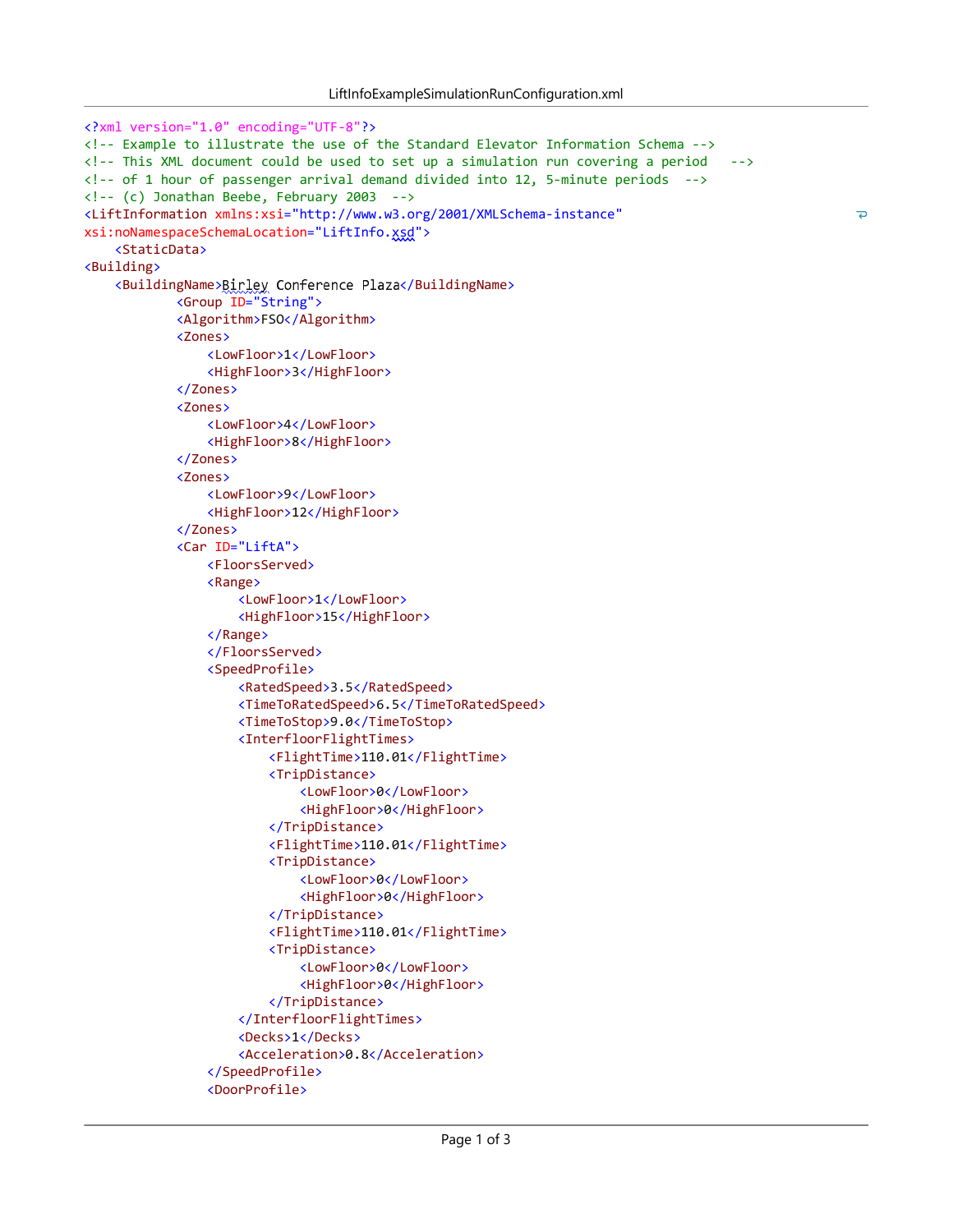LiftInfoExampleSimulationRunConfiguration.xml

```xml
<?xml version="1.0" encoding="UTF-8"?>
<!-- Example to illustrate the use of the Standard Elevator Information Schema -->
<!-- This XML document could be used to set up a simulation run covering a period   -->
<!-- of 1 hour of passenger arrival demand divided into 12, 5-minute periods  -->
<!-- (c) Jonathan Beebe, February 2003  -->
<LiftInformation xmlns:xsi="http://www.w3.org/2001/XMLSchema-instance"
xsi:noNamespaceSchemaLocation="LiftInfo.xsd">
    <StaticData>
<Building>
    <BuildingName>Birley Conference Plaza</BuildingName>
            <Group ID="String">
            <Algorithm>FSO</Algorithm>
            <Zones>
                <LowFloor>1</LowFloor>
                <HighFloor>3</HighFloor>
            </Zones>
            <Zones>
                <LowFloor>4</LowFloor>
                <HighFloor>8</HighFloor>
            </Zones>
            <Zones>
                <LowFloor>9</LowFloor>
                <HighFloor>12</HighFloor>
            </Zones>
            <Car ID="LiftA">
                <FloorsServed>
                <Range>
                    <LowFloor>1</LowFloor>
                    <HighFloor>15</HighFloor>
                </Range>
                </FloorsServed>
                <SpeedProfile>
                    <RatedSpeed>3.5</RatedSpeed>
                    <TimeToRatedSpeed>6.5</TimeToRatedSpeed>
                    <TimeToStop>9.0</TimeToStop>
                    <InterfloorFlightTimes>
                        <FlightTime>110.01</FlightTime>
                        <TripDistance>
                            <LowFloor>0</LowFloor>
                            <HighFloor>0</HighFloor>
                        </TripDistance>
                        <FlightTime>110.01</FlightTime>
                        <TripDistance>
                            <LowFloor>0</LowFloor>
                            <HighFloor>0</HighFloor>
                        </TripDistance>
                        <FlightTime>110.01</FlightTime>
                        <TripDistance>
                            <LowFloor>0</LowFloor>
                            <HighFloor>0</HighFloor>
                        </TripDistance>
                    </InterfloorFlightTimes>
                    <Decks>1</Decks>
                    <Acceleration>0.8</Acceleration>
                </SpeedProfile>
                <DoorProfile>
```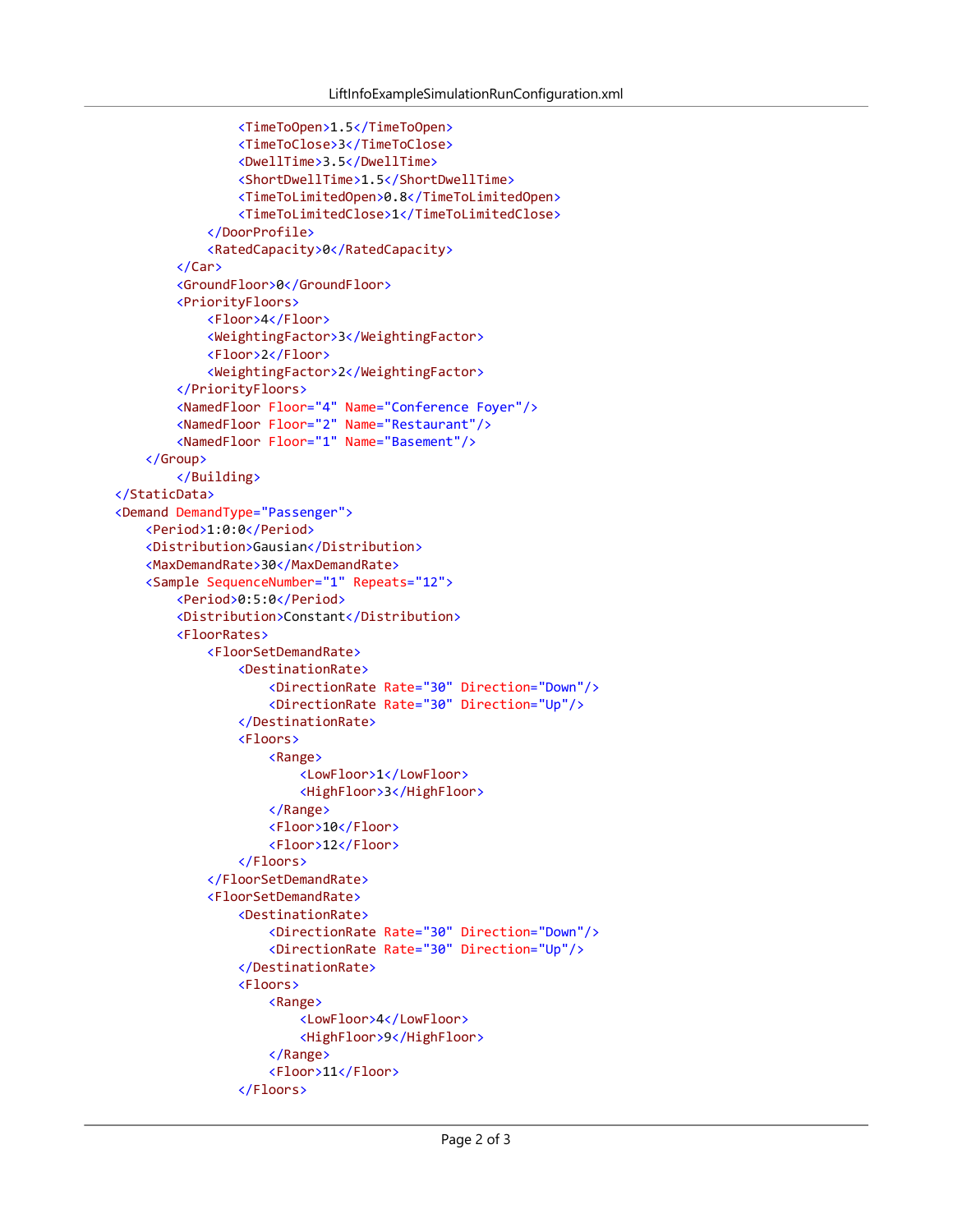```xml
                <TimeToOpen>1.5</TimeToOpen>
                <TimeToClose>3</TimeToClose>
                <DwellTime>3.5</DwellTime>
                <ShortDwellTime>1.5</ShortDwellTime>
                <TimeToLimitedOpen>0.8</TimeToLimitedOpen>
                <TimeToLimitedClose>1</TimeToLimitedClose>
            </DoorProfile>
            <RatedCapacity>0</RatedCapacity>
        </Car>
        <GroundFloor>0</GroundFloor>
        <PriorityFloors>
            <Floor>4</Floor>
            <WeightingFactor>3</WeightingFactor>
            <Floor>2</Floor>
            <WeightingFactor>2</WeightingFactor>
        </PriorityFloors>
        <NamedFloor Floor="4" Name="Conference Foyer"/>
        <NamedFloor Floor="2" Name="Restaurant"/>
        <NamedFloor Floor="1" Name="Basement"/>
    </Group>
        </Building>
</StaticData>
<Demand DemandType="Passenger">
    <Period>1:0:0</Period>
    <Distribution>Gausian</Distribution>
    <MaxDemandRate>30</MaxDemandRate>
    <Sample SequenceNumber="1" Repeats="12">
        <Period>0:5:0</Period>
        <Distribution>Constant</Distribution>
        <FloorRates>
            <FloorSetDemandRate>
                <DestinationRate>
                    <DirectionRate Rate="30" Direction="Down"/>
                    <DirectionRate Rate="30" Direction="Up"/>
                </DestinationRate>
                <Floors>
                    <Range>
                        <LowFloor>1</LowFloor>
                        <HighFloor>3</HighFloor>
                    </Range>
                    <Floor>10</Floor>
                    <Floor>12</Floor>
                </Floors>
            </FloorSetDemandRate>
            <FloorSetDemandRate>
                <DestinationRate>
                    <DirectionRate Rate="30" Direction="Down"/>
                    <DirectionRate Rate="30" Direction="Up"/>
                </DestinationRate>
                <Floors>
                    <Range>
                        <LowFloor>4</LowFloor>
                        <HighFloor>9</HighFloor>
                    </Range>
                    <Floor>11</Floor>
                </Floors>
```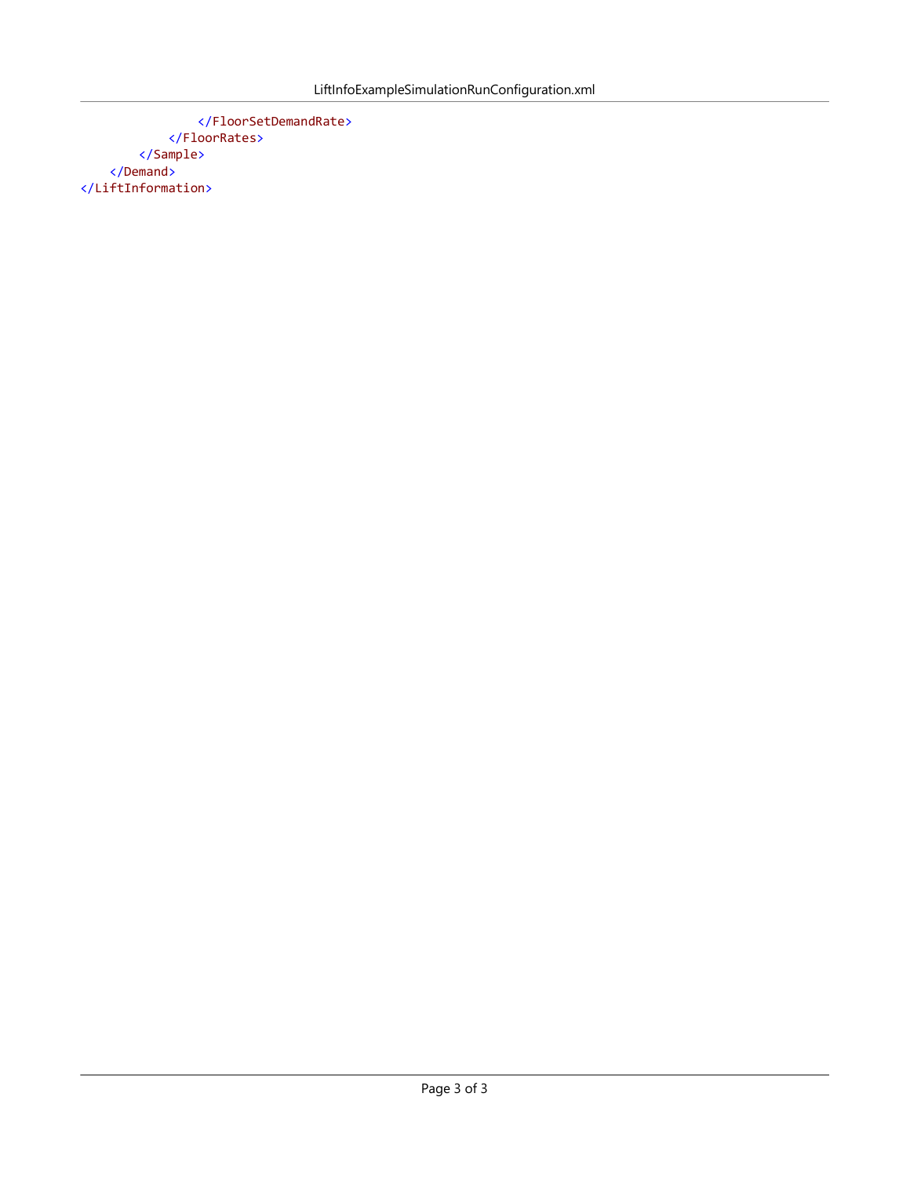```xml
                </FloorSetDemandRate>
            </FloorRates>
        </Sample>
    </Demand>
</LiftInformation>
```